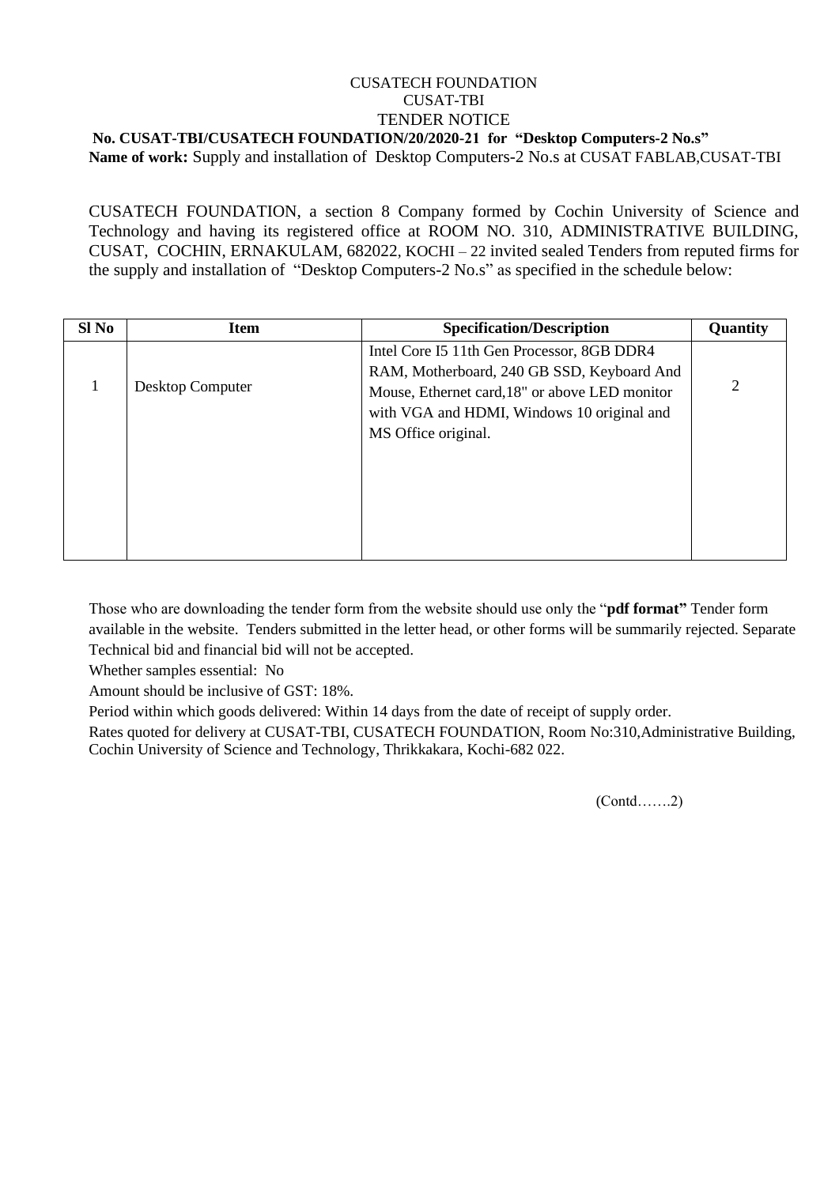CUSATECH FOUNDATION
CUSAT-TBI
TENDER NOTICE

**No. CUSAT-TBI/CUSATECH FOUNDATION/20/2020-21 for "Desktop Computers-2 No.s"**

**Name of work:** Supply and installation of Desktop Computers-2 No.s at CUSAT FABLAB,CUSAT-TBI

CUSATECH FOUNDATION, a section 8 Company formed by Cochin University of Science and Technology and having its registered office at ROOM NO. 310, ADMINISTRATIVE BUILDING, CUSAT, COCHIN, ERNAKULAM, 682022, KOCHI – 22 invited sealed Tenders from reputed firms for the supply and installation of "Desktop Computers-2 No.s" as specified in the schedule below:

| Sl No | Item | Specification/Description | Quantity |
|---|---|---|---|
| 1 | Desktop Computer | Intel Core I5 11th Gen Processor, 8GB DDR4 RAM, Motherboard, 240 GB SSD, Keyboard And Mouse, Ethernet card,18" or above LED monitor with VGA and HDMI, Windows 10 original and MS Office original. | 2 |

Those who are downloading the tender form from the website should use only the "**pdf format"** Tender form available in the website. Tenders submitted in the letter head, or other forms will be summarily rejected. Separate Technical bid and financial bid will not be accepted.

Whether samples essential: No

Amount should be inclusive of GST: 18%.

Period within which goods delivered: Within 14 days from the date of receipt of supply order.

Rates quoted for delivery at CUSAT-TBI, CUSATECH FOUNDATION, Room No:310,Administrative Building, Cochin University of Science and Technology, Thrikkakara, Kochi-682 022.

(Contd…….2)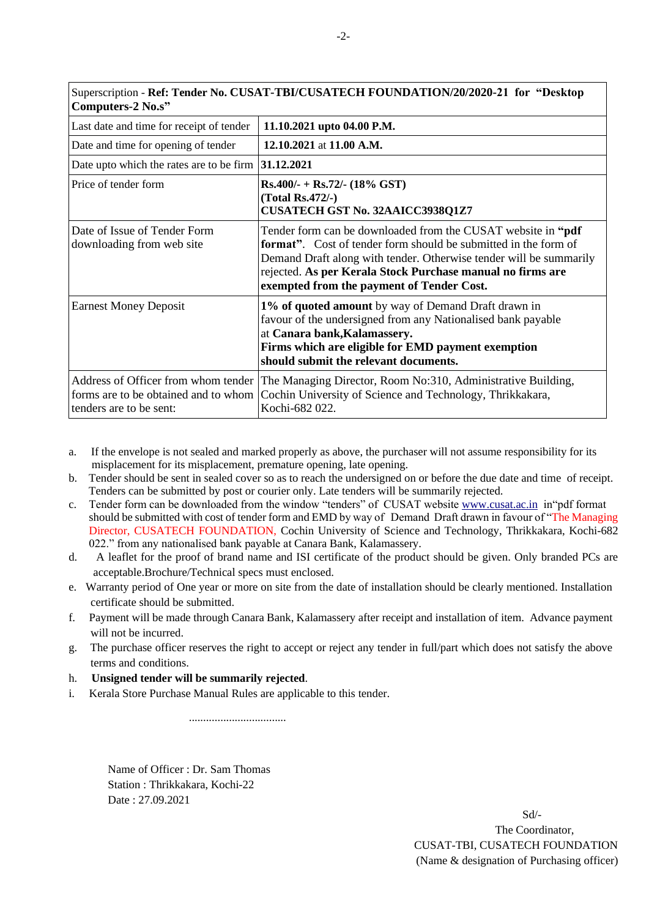| Superscription - **Ref: Tender No. CUSAT-TBI/CUSATECH FOUNDATION/20/2020-21 for "Desktop Computers-2 No.s"** | |
|---|---|
| Last date and time for receipt of tender | **11.10.2021 upto 04.00 P.M.** |
| Date and time for opening of tender | **12.10.2021** at **11.00 A.M.** |
| Date upto which the rates are to be firm | **31.12.2021** |
| Price of tender form | **Rs.400/- + Rs.72/- (18% GST)**<br>**(Total Rs.472/-)**<br>**CUSATECH GST No. 32AAICC3938Q1Z7** |
| Date of Issue of Tender Form downloading from web site | Tender form can be downloaded from the CUSAT website in **"pdf format"**. Cost of tender form should be submitted in the form of Demand Draft along with tender. Otherwise tender will be summarily rejected. **As per Kerala Stock Purchase manual no firms are exempted from the payment of Tender Cost.** |
| Earnest Money Deposit | **1% of quoted amount** by way of Demand Draft drawn in favour of the undersigned from any Nationalised bank payable at **Canara bank,Kalamassery.**<br>**Firms which are eligible for EMD payment exemption should submit the relevant documents.** |
| Address of Officer from whom tender forms are to be obtained and to whom tenders are to be sent: | The Managing Director, Room No:310, Administrative Building, Cochin University of Science and Technology, Thrikkakara, Kochi-682 022. |

a. If the envelope is not sealed and marked properly as above, the purchaser will not assume responsibility for its misplacement for its misplacement, premature opening, late opening.

b. Tender should be sent in sealed cover so as to reach the undersigned on or before the due date and time of receipt. Tenders can be submitted by post or courier only. Late tenders will be summarily rejected.

c. Tender form can be downloaded from the window "tenders" of CUSAT website www.cusat.ac.in in"pdf format should be submitted with cost of tender form and EMD by way of Demand Draft drawn in favour of "The Managing Director, CUSATECH FOUNDATION, Cochin University of Science and Technology, Thrikkakara, Kochi-682 022." from any nationalised bank payable at Canara Bank, Kalamassery.

d. A leaflet for the proof of brand name and ISI certificate of the product should be given. Only branded PCs are acceptable.Brochure/Technical specs must enclosed.

e. Warranty period of One year or more on site from the date of installation should be clearly mentioned. Installation certificate should be submitted.

f. Payment will be made through Canara Bank, Kalamassery after receipt and installation of item. Advance payment will not be incurred.

g. The purchase officer reserves the right to accept or reject any tender in full/part which does not satisfy the above terms and conditions.

h. **Unsigned tender will be summarily rejected**.

i. Kerala Store Purchase Manual Rules are applicable to this tender.

..................................

Name of Officer : Dr. Sam Thomas
Station : Thrikkakara, Kochi-22
Date : 27.09.2021

Sd/-
The Coordinator,
CUSAT-TBI, CUSATECH FOUNDATION
(Name & designation of Purchasing officer)